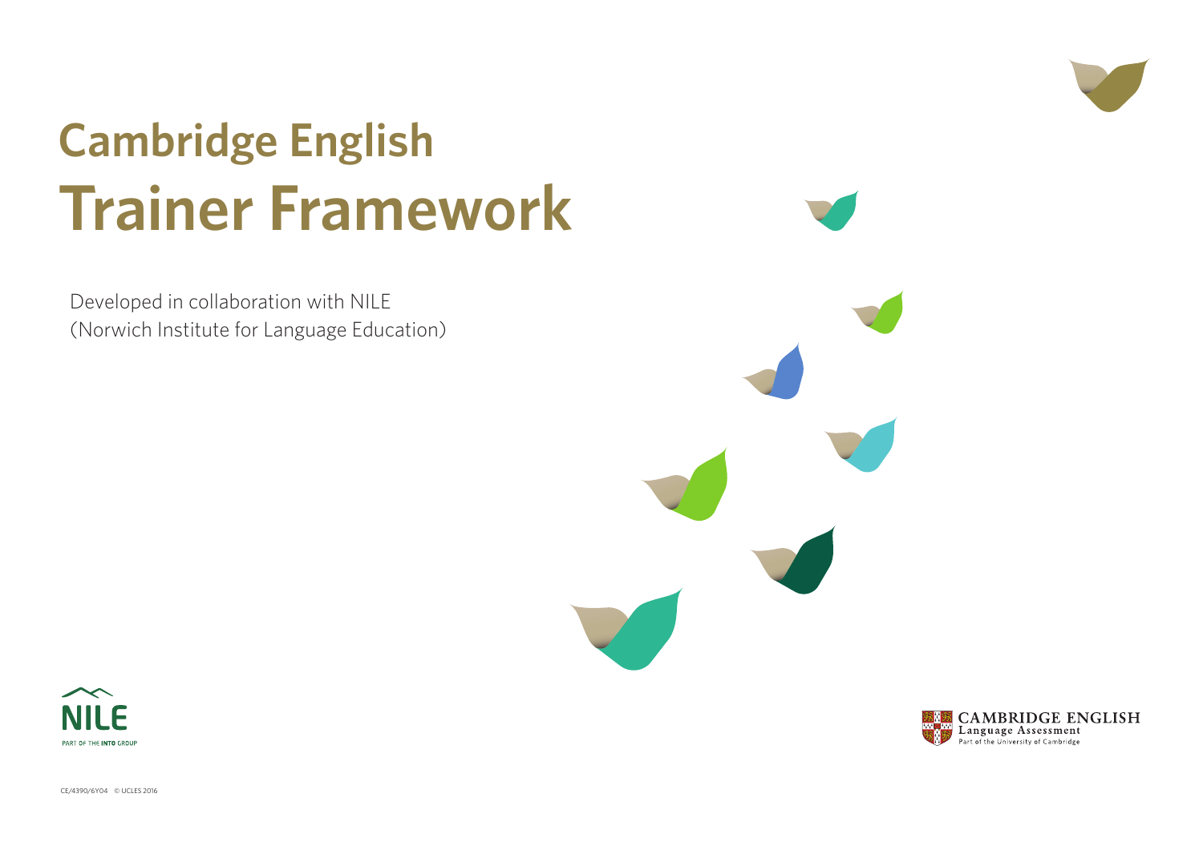# Cambridge English
# Trainer Framework

Developed in collaboration with NILE
(Norwich Institute for Language Education)

NILE
PART OF THE INTO GROUP

CAMBRIDGE ENGLISH
Language Assessment
Part of the University of Cambridge

CE/4390/6Y04 © UCLES 2016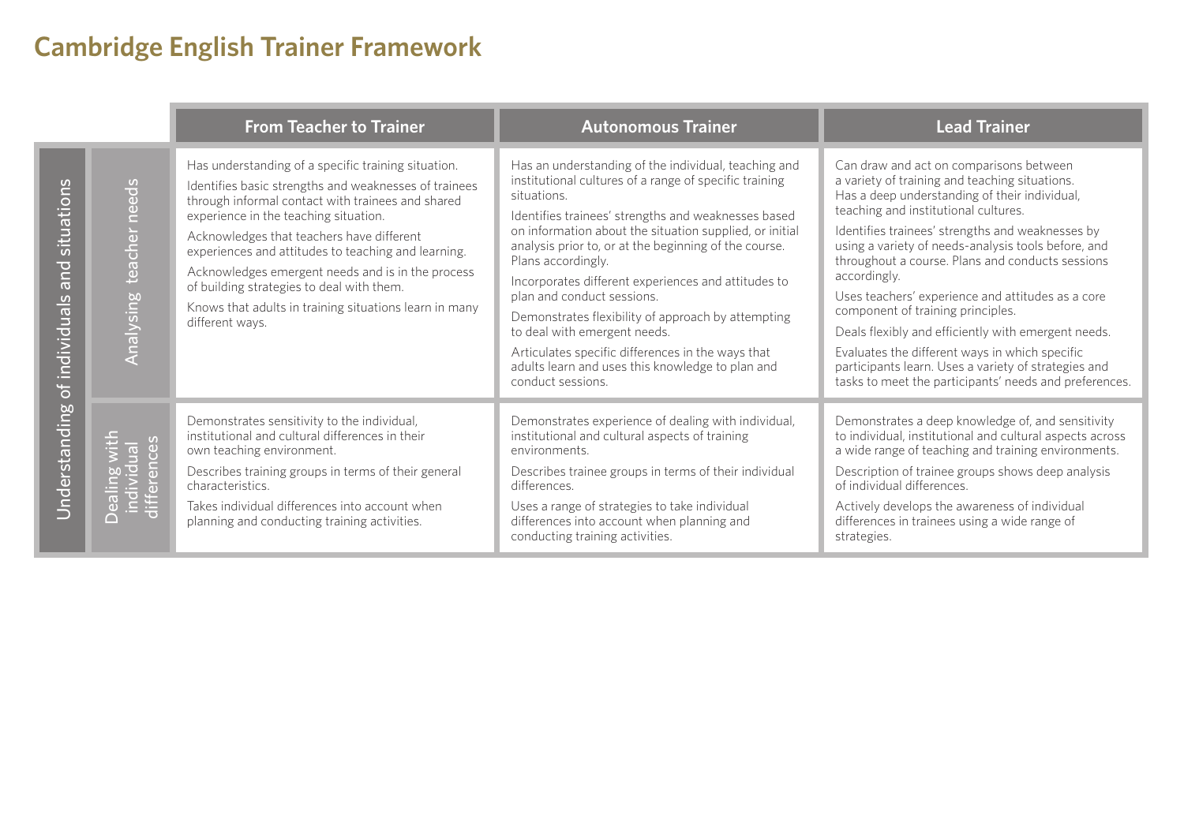# Cambridge English Trainer Framework

| | | From Teacher to Trainer | Autonomous Trainer | Lead Trainer |
|---|---|---|---|---|
| Understanding of individuals and situations | Analysing teacher needs | Has understanding of a specific training situation.<br><br>Identifies basic strengths and weaknesses of trainees through informal contact with trainees and shared experience in the teaching situation.<br><br>Acknowledges that teachers have different experiences and attitudes to teaching and learning.<br><br>Acknowledges emergent needs and is in the process of building strategies to deal with them.<br><br>Knows that adults in training situations learn in many different ways. | Has an understanding of the individual, teaching and institutional cultures of a range of specific training situations.<br><br>Identifies trainees' strengths and weaknesses based on information about the situation supplied, or initial analysis prior to, or at the beginning of the course. Plans accordingly.<br><br>Incorporates different experiences and attitudes to plan and conduct sessions.<br><br>Demonstrates flexibility of approach by attempting to deal with emergent needs.<br><br>Articulates specific differences in the ways that adults learn and uses this knowledge to plan and conduct sessions. | Can draw and act on comparisons between a variety of training and teaching situations. Has a deep understanding of their individual, teaching and institutional cultures.<br><br>Identifies trainees' strengths and weaknesses by using a variety of needs-analysis tools before, and throughout a course. Plans and conducts sessions accordingly.<br><br>Uses teachers' experience and attitudes as a core component of training principles.<br><br>Deals flexibly and efficiently with emergent needs.<br><br>Evaluates the different ways in which specific participants learn. Uses a variety of strategies and tasks to meet the participants' needs and preferences. |
| | Dealing with individual differences | Demonstrates sensitivity to the individual, institutional and cultural differences in their own teaching environment.<br><br>Describes training groups in terms of their general characteristics.<br><br>Takes individual differences into account when planning and conducting training activities. | Demonstrates experience of dealing with individual, institutional and cultural aspects of training environments.<br><br>Describes trainee groups in terms of their individual differences.<br><br>Uses a range of strategies to take individual differences into account when planning and conducting training activities. | Demonstrates a deep knowledge of, and sensitivity to individual, institutional and cultural aspects across a wide range of teaching and training environments.<br><br>Description of trainee groups shows deep analysis of individual differences.<br><br>Actively develops the awareness of individual differences in trainees using a wide range of strategies. |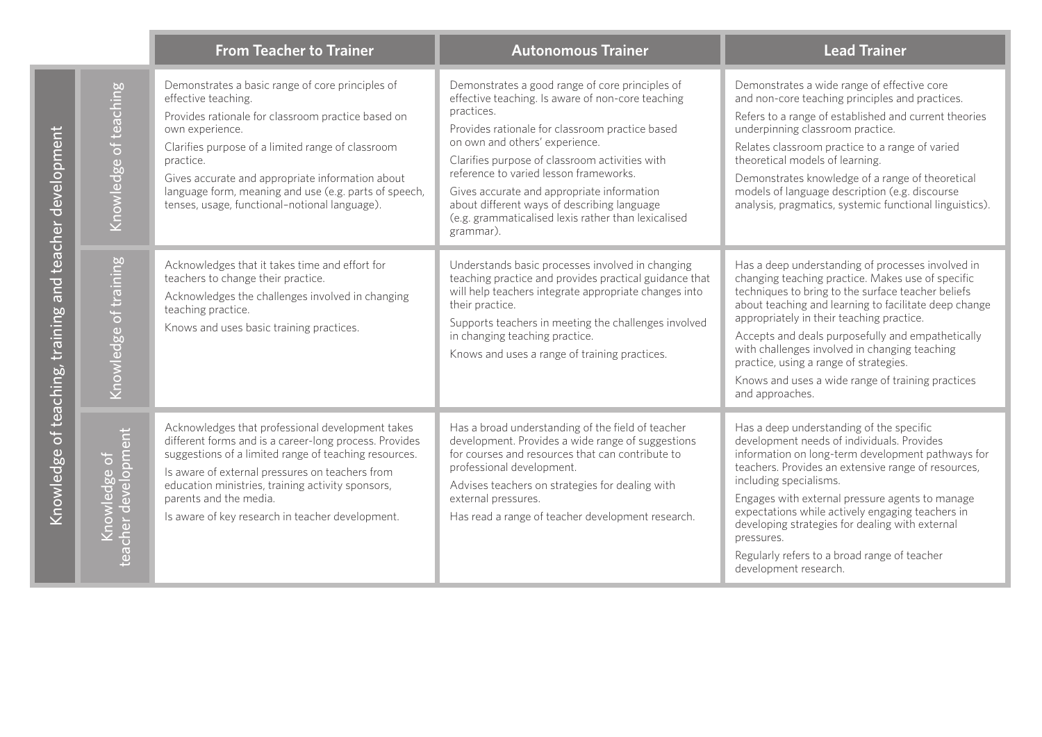| | | From Teacher to Trainer | Autonomous Trainer | Lead Trainer |
|---|---|---|---|---|
| Knowledge of teaching, training and teacher development | Knowledge of teaching | Demonstrates a basic range of core principles of effective teaching.<br>Provides rationale for classroom practice based on own experience.<br>Clarifies purpose of a limited range of classroom practice.<br>Gives accurate and appropriate information about language form, meaning and use (e.g. parts of speech, tenses, usage, functional–notional language). | Demonstrates a good range of core principles of effective teaching. Is aware of non-core teaching practices.<br>Provides rationale for classroom practice based on own and others' experience.<br>Clarifies purpose of classroom activities with reference to varied lesson frameworks.<br>Gives accurate and appropriate information about different ways of describing language (e.g. grammaticalised lexis rather than lexicalised grammar). | Demonstrates a wide range of effective core and non-core teaching principles and practices.<br>Refers to a range of established and current theories underpinning classroom practice.<br>Relates classroom practice to a range of varied theoretical models of learning.<br>Demonstrates knowledge of a range of theoretical models of language description (e.g. discourse analysis, pragmatics, systemic functional linguistics). |
| | Knowledge of training | Acknowledges that it takes time and effort for teachers to change their practice.<br>Acknowledges the challenges involved in changing teaching practice.<br>Knows and uses basic training practices. | Understands basic processes involved in changing teaching practice and provides practical guidance that will help teachers integrate appropriate changes into their practice.<br>Supports teachers in meeting the challenges involved in changing teaching practice.<br>Knows and uses a range of training practices. | Has a deep understanding of processes involved in changing teaching practice. Makes use of specific techniques to bring to the surface teacher beliefs about teaching and learning to facilitate deep change appropriately in their teaching practice.<br>Accepts and deals purposefully and empathetically with challenges involved in changing teaching practice, using a range of strategies.<br>Knows and uses a wide range of training practices and approaches. |
| | Knowledge of teacher development | Acknowledges that professional development takes different forms and is a career-long process. Provides suggestions of a limited range of teaching resources.<br>Is aware of external pressures on teachers from education ministries, training activity sponsors, parents and the media.<br>Is aware of key research in teacher development. | Has a broad understanding of the field of teacher development. Provides a wide range of suggestions for courses and resources that can contribute to professional development.<br>Advises teachers on strategies for dealing with external pressures.<br>Has read a range of teacher development research. | Has a deep understanding of the specific development needs of individuals. Provides information on long-term development pathways for teachers. Provides an extensive range of resources, including specialisms.<br>Engages with external pressure agents to manage expectations while actively engaging teachers in developing strategies for dealing with external pressures.<br>Regularly refers to a broad range of teacher development research. |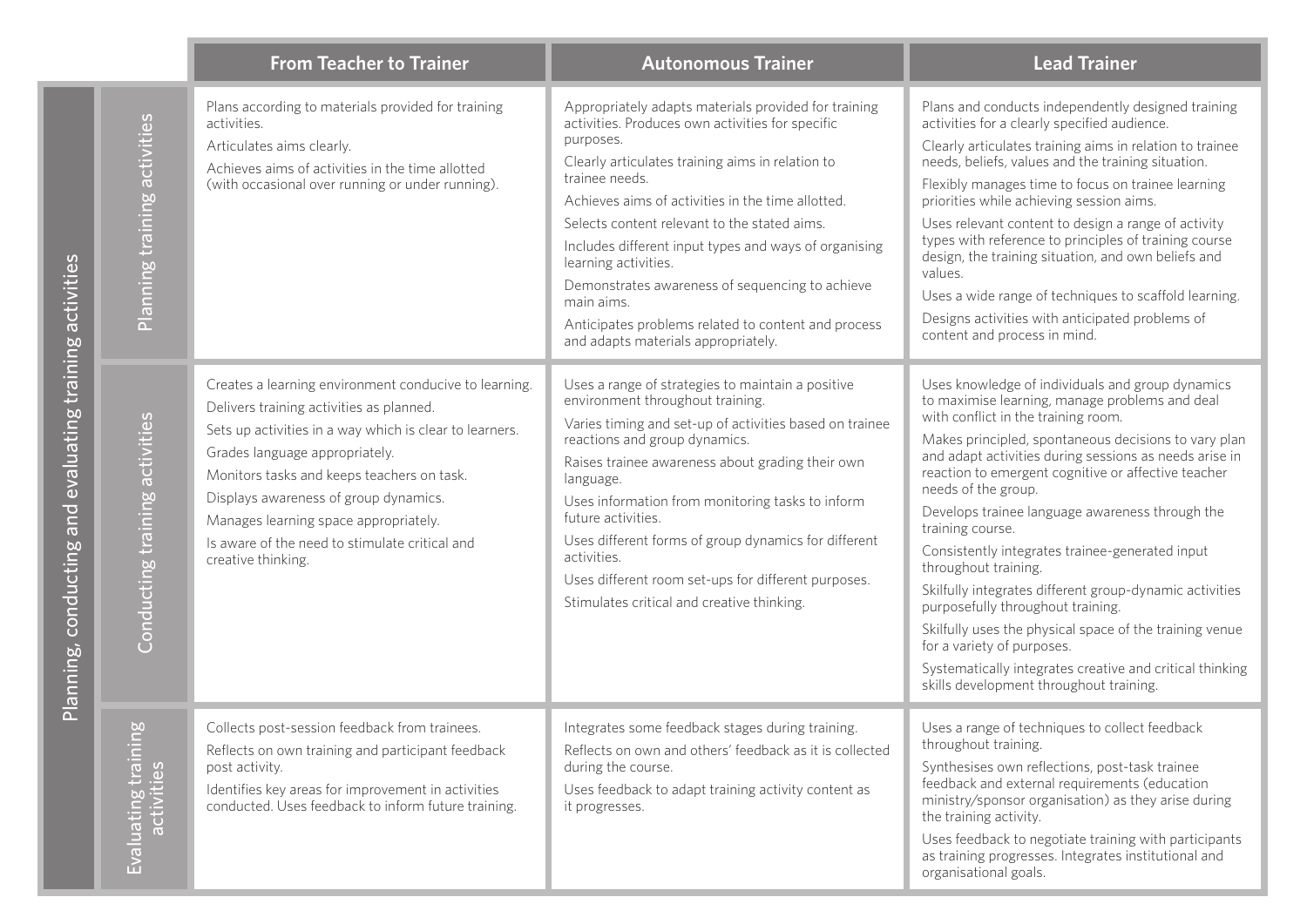| Planning, conducting and evaluating training activities | | From Teacher to Trainer | Autonomous Trainer | Lead Trainer |
|---|---|---|---|---|
| | Planning training activities | Plans according to materials provided for training activities.<br>Articulates aims clearly.<br>Achieves aims of activities in the time allotted (with occasional over running or under running). | Appropriately adapts materials provided for training activities. Produces own activities for specific purposes.<br>Clearly articulates training aims in relation to trainee needs.<br>Achieves aims of activities in the time allotted.<br>Selects content relevant to the stated aims.<br>Includes different input types and ways of organising learning activities.<br>Demonstrates awareness of sequencing to achieve main aims.<br>Anticipates problems related to content and process and adapts materials appropriately. | Plans and conducts independently designed training activities for a clearly specified audience.<br>Clearly articulates training aims in relation to trainee needs, beliefs, values and the training situation.<br>Flexibly manages time to focus on trainee learning priorities while achieving session aims.<br>Uses relevant content to design a range of activity types with reference to principles of training course design, the training situation, and own beliefs and values.<br>Uses a wide range of techniques to scaffold learning.<br>Designs activities with anticipated problems of content and process in mind. |
| | Conducting training activities | Creates a learning environment conducive to learning.<br>Delivers training activities as planned.<br>Sets up activities in a way which is clear to learners.<br>Grades language appropriately.<br>Monitors tasks and keeps teachers on task.<br>Displays awareness of group dynamics.<br>Manages learning space appropriately.<br>Is aware of the need to stimulate critical and creative thinking. | Uses a range of strategies to maintain a positive environment throughout training.<br>Varies timing and set-up of activities based on trainee reactions and group dynamics.<br>Raises trainee awareness about grading their own language.<br>Uses information from monitoring tasks to inform future activities.<br>Uses different forms of group dynamics for different activities.<br>Uses different room set-ups for different purposes.<br>Stimulates critical and creative thinking. | Uses knowledge of individuals and group dynamics to maximise learning, manage problems and deal with conflict in the training room.<br>Makes principled, spontaneous decisions to vary plan and adapt activities during sessions as needs arise in reaction to emergent cognitive or affective teacher needs of the group.<br>Develops trainee language awareness through the training course.<br>Consistently integrates trainee-generated input throughout training.<br>Skilfully integrates different group-dynamic activities purposefully throughout training.<br>Skilfully uses the physical space of the training venue for a variety of purposes.<br>Systematically integrates creative and critical thinking skills development throughout training. |
| | Evaluating training activities | Collects post-session feedback from trainees.<br>Reflects on own training and participant feedback post activity.<br>Identifies key areas for improvement in activities conducted. Uses feedback to inform future training. | Integrates some feedback stages during training.<br>Reflects on own and others' feedback as it is collected during the course.<br>Uses feedback to adapt training activity content as it progresses. | Uses a range of techniques to collect feedback throughout training.<br>Synthesises own reflections, post-task trainee feedback and external requirements (education ministry/sponsor organisation) as they arise during the training activity.<br>Uses feedback to negotiate training with participants as training progresses. Integrates institutional and organisational goals. |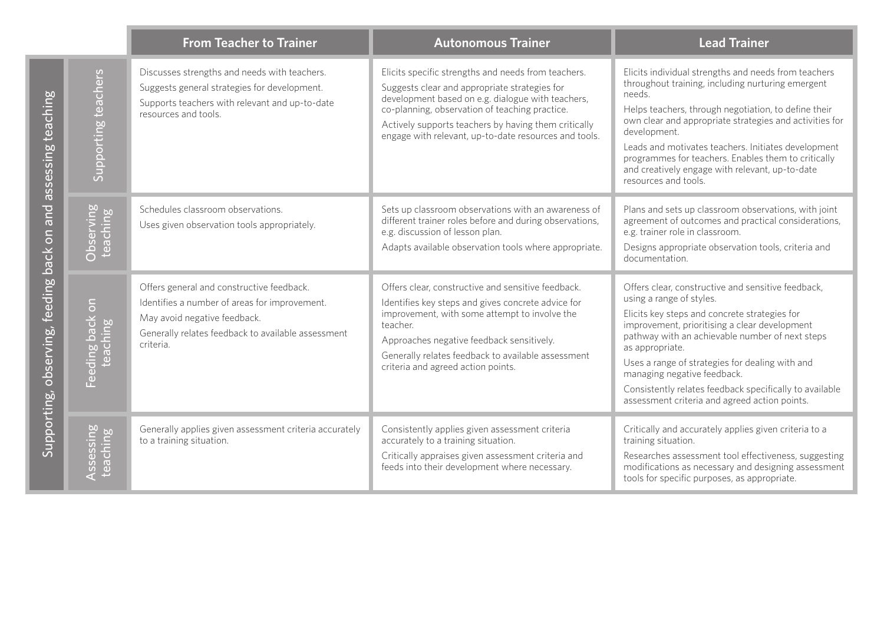| Supporting, observing, feeding back on and assessing teaching | | From Teacher to Trainer | Autonomous Trainer | Lead Trainer |
|---|---|---|---|---|
| | Supporting teachers | Discusses strengths and needs with teachers.<br>Suggests general strategies for development.<br>Supports teachers with relevant and up-to-date resources and tools. | Elicits specific strengths and needs from teachers.<br>Suggests clear and appropriate strategies for development based on e.g. dialogue with teachers, co-planning, observation of teaching practice.<br>Actively supports teachers by having them critically engage with relevant, up-to-date resources and tools. | Elicits individual strengths and needs from teachers throughout training, including nurturing emergent needs.<br>Helps teachers, through negotiation, to define their own clear and appropriate strategies and activities for development.<br>Leads and motivates teachers. Initiates development programmes for teachers. Enables them to critically and creatively engage with relevant, up-to-date resources and tools. |
| | Observing teaching | Schedules classroom observations.<br>Uses given observation tools appropriately. | Sets up classroom observations with an awareness of different trainer roles before and during observations, e.g. discussion of lesson plan.<br>Adapts available observation tools where appropriate. | Plans and sets up classroom observations, with joint agreement of outcomes and practical considerations, e.g. trainer role in classroom.<br>Designs appropriate observation tools, criteria and documentation. |
| | Feeding back on teaching | Offers general and constructive feedback.<br>Identifies a number of areas for improvement.<br>May avoid negative feedback.<br>Generally relates feedback to available assessment criteria. | Offers clear, constructive and sensitive feedback.<br>Identifies key steps and gives concrete advice for improvement, with some attempt to involve the teacher.<br>Approaches negative feedback sensitively.<br>Generally relates feedback to available assessment criteria and agreed action points. | Offers clear, constructive and sensitive feedback, using a range of styles.<br>Elicits key steps and concrete strategies for improvement, prioritising a clear development pathway with an achievable number of next steps as appropriate.<br>Uses a range of strategies for dealing with and managing negative feedback.<br>Consistently relates feedback specifically to available assessment criteria and agreed action points. |
| | Assessing teaching | Generally applies given assessment criteria accurately to a training situation. | Consistently applies given assessment criteria accurately to a training situation.<br>Critically appraises given assessment criteria and feeds into their development where necessary. | Critically and accurately applies given criteria to a training situation.<br>Researches assessment tool effectiveness, suggesting modifications as necessary and designing assessment tools for specific purposes, as appropriate. |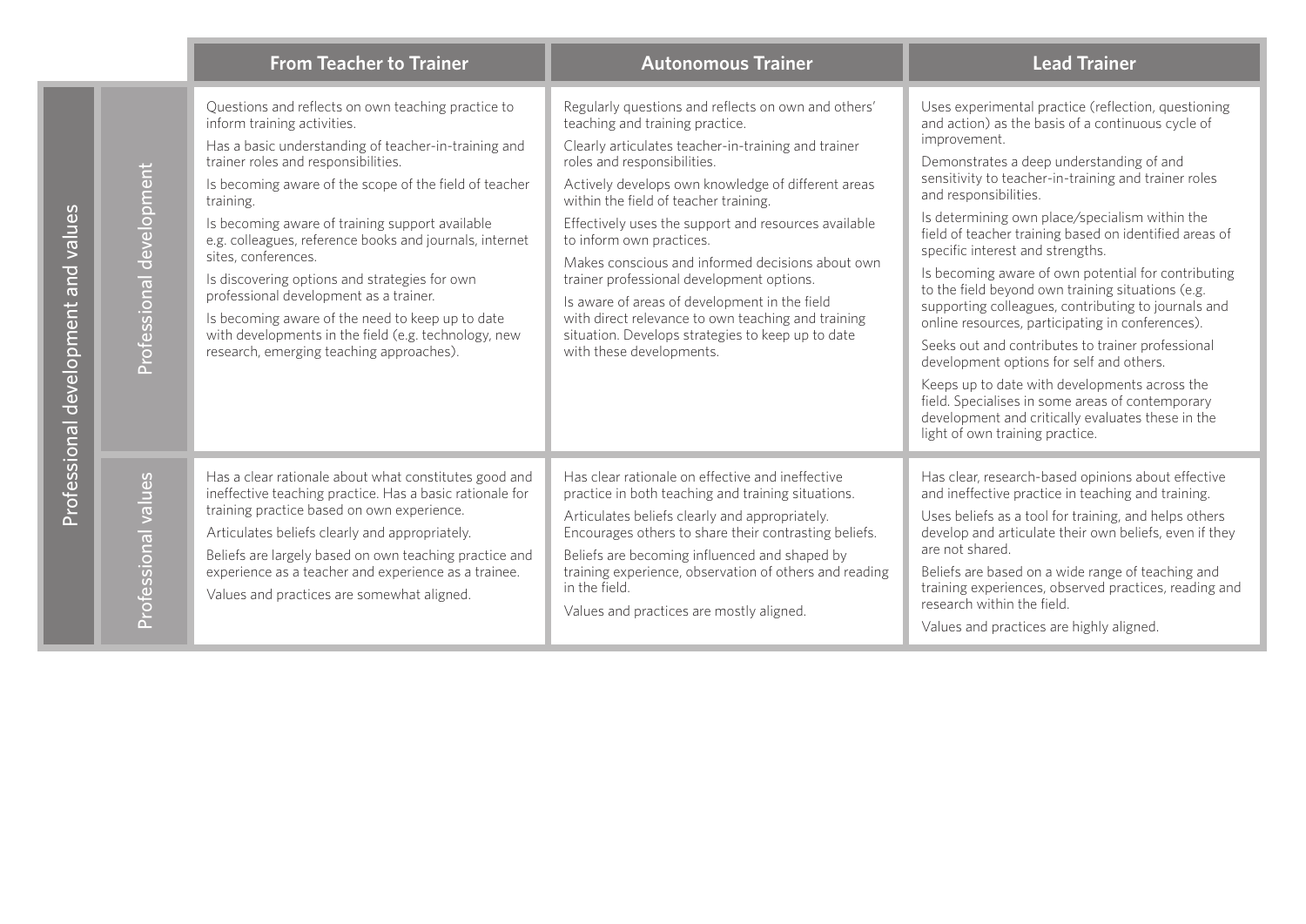| | | From Teacher to Trainer | Autonomous Trainer | Lead Trainer |
|---|---|---|---|---|
| Professional development and values | Professional development | Questions and reflects on own teaching practice to inform training activities.<br>Has a basic understanding of teacher-in-training and trainer roles and responsibilities.<br>Is becoming aware of the scope of the field of teacher training.<br>Is becoming aware of training support available e.g. colleagues, reference books and journals, internet sites, conferences.<br>Is discovering options and strategies for own professional development as a trainer.<br>Is becoming aware of the need to keep up to date with developments in the field (e.g. technology, new research, emerging teaching approaches). | Regularly questions and reflects on own and others' teaching and training practice.<br>Clearly articulates teacher-in-training and trainer roles and responsibilities.<br>Actively develops own knowledge of different areas within the field of teacher training.<br>Effectively uses the support and resources available to inform own practices.<br>Makes conscious and informed decisions about own trainer professional development options.<br>Is aware of areas of development in the field with direct relevance to own teaching and training situation. Develops strategies to keep up to date with these developments. | Uses experimental practice (reflection, questioning and action) as the basis of a continuous cycle of improvement.<br>Demonstrates a deep understanding of and sensitivity to teacher-in-training and trainer roles and responsibilities.<br>Is determining own place/specialism within the field of teacher training based on identified areas of specific interest and strengths.<br>Is becoming aware of own potential for contributing to the field beyond own training situations (e.g. supporting colleagues, contributing to journals and online resources, participating in conferences).<br>Seeks out and contributes to trainer professional development options for self and others.<br>Keeps up to date with developments across the field. Specialises in some areas of contemporary development and critically evaluates these in the light of own training practice. |
| | Professional values | Has a clear rationale about what constitutes good and ineffective teaching practice. Has a basic rationale for training practice based on own experience.<br>Articulates beliefs clearly and appropriately.<br>Beliefs are largely based on own teaching practice and experience as a teacher and experience as a trainee.<br>Values and practices are somewhat aligned. | Has clear rationale on effective and ineffective practice in both teaching and training situations.<br>Articulates beliefs clearly and appropriately. Encourages others to share their contrasting beliefs.<br>Beliefs are becoming influenced and shaped by training experience, observation of others and reading in the field.<br>Values and practices are mostly aligned. | Has clear, research-based opinions about effective and ineffective practice in teaching and training.<br>Uses beliefs as a tool for training, and helps others develop and articulate their own beliefs, even if they are not shared.<br>Beliefs are based on a wide range of teaching and training experiences, observed practices, reading and research within the field.<br>Values and practices are highly aligned. |